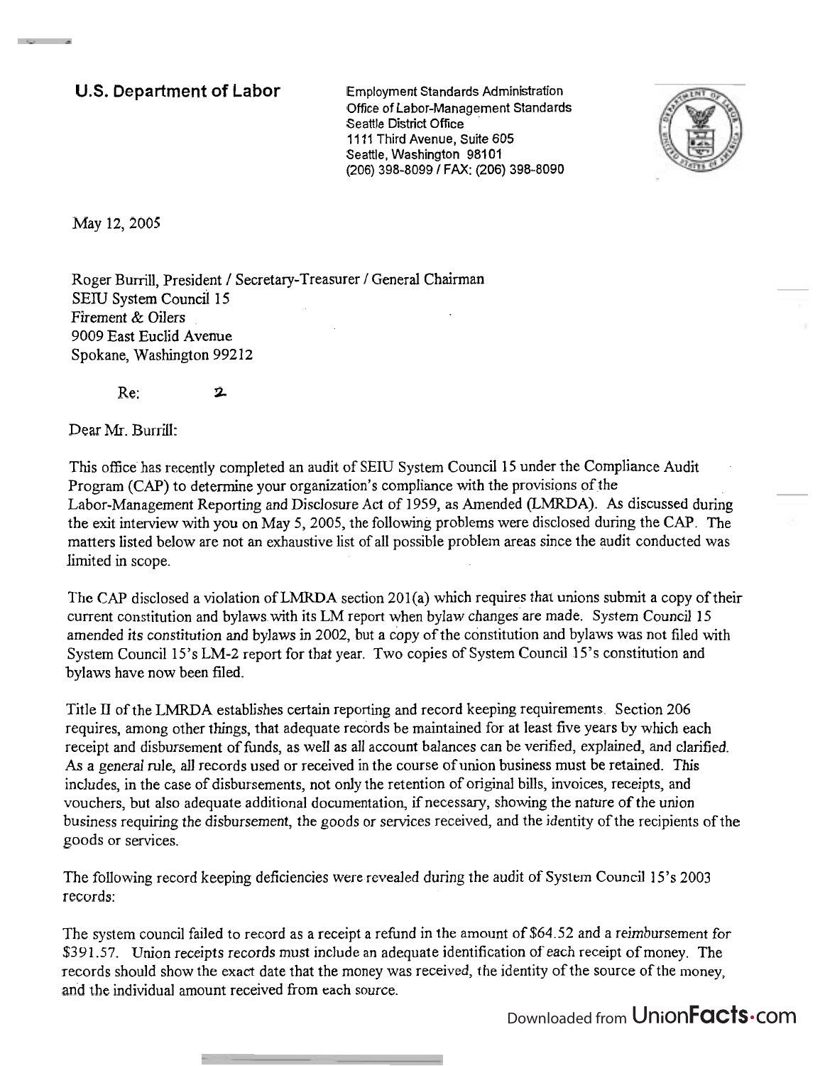**U.S. Department of Labor**

Employment Standards Administration
Office of Labor-Management Standards
Seattle District Office
1111 Third Avenue, Suite 605
Seattle, Washington 98101
(206) 398-8099 / FAX: (206) 398-8090

May 12, 2005

Roger Burrill, President / Secretary-Treasurer / General Chairman
SEIU System Council 15
Firement & Oilers
9009 East Euclid Avenue
Spokane, Washington 99212

Re: 2

Dear Mr. Burrill:

This office has recently completed an audit of SEIU System Council 15 under the Compliance Audit Program (CAP) to determine your organization's compliance with the provisions of the Labor-Management Reporting and Disclosure Act of 1959, as Amended (LMRDA). As discussed during the exit interview with you on May 5, 2005, the following problems were disclosed during the CAP. The matters listed below are not an exhaustive list of all possible problem areas since the audit conducted was limited in scope.

The CAP disclosed a violation of LMRDA section 201(a) which requires that unions submit a copy of their current constitution and bylaws with its LM report when bylaw changes are made. System Council 15 amended its constitution and bylaws in 2002, but a copy of the constitution and bylaws was not filed with System Council 15's LM-2 report for that year. Two copies of System Council 15's constitution and bylaws have now been filed.

Title II of the LMRDA establishes certain reporting and record keeping requirements. Section 206 requires, among other things, that adequate records be maintained for at least five years by which each receipt and disbursement of funds, as well as all account balances can be verified, explained, and clarified. As a general rule, all records used or received in the course of union business must be retained. This includes, in the case of disbursements, not only the retention of original bills, invoices, receipts, and vouchers, but also adequate additional documentation, if necessary, showing the nature of the union business requiring the disbursement, the goods or services received, and the identity of the recipients of the goods or services.

The following record keeping deficiencies were revealed during the audit of System Council 15's 2003 records:

The system council failed to record as a receipt a refund in the amount of $64.52 and a reimbursement for $391.57. Union receipts records must include an adequate identification of each receipt of money. The records should show the exact date that the money was received, the identity of the source of the money, and the individual amount received from each source.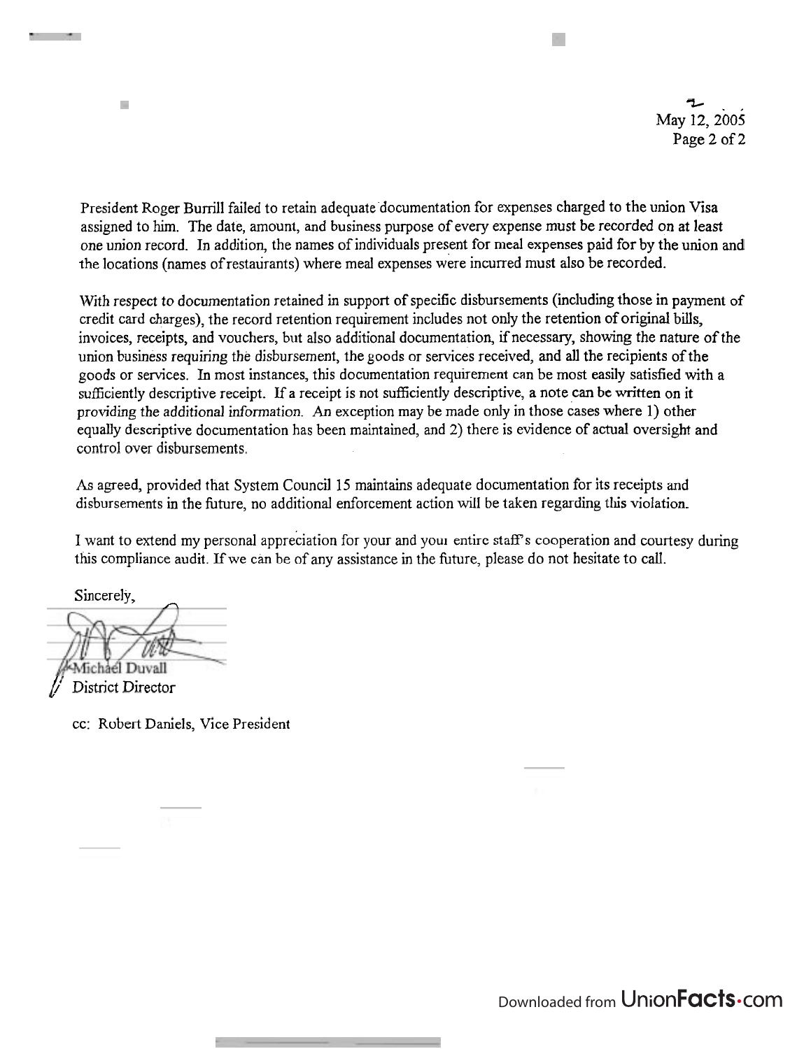President Roger Burrill failed to retain adequate documentation for expenses charged to the union Visa assigned to him. The date, amount, and business purpose of every expense must be recorded on at least one union record. In addition, the names of individuals present for meal expenses paid for by the union and the locations (names of restaurants) where meal expenses were incurred must also be recorded.

With respect to documentation retained in support of specific disbursements (including those in payment of credit card charges), the record retention requirement includes not only the retention of original bills, invoices, receipts, and vouchers, but also additional documentation, if necessary, showing the nature of the union business requiring the disbursement, the goods or services received, and all the recipients of the goods or services. In most instances, this documentation requirement can be most easily satisfied with a sufficiently descriptive receipt. If a receipt is not sufficiently descriptive, a note can be written on it providing the additional information. An exception may be made only in those cases where 1) other equally descriptive documentation has been maintained, and 2) there is evidence of actual oversight and control over disbursements.

As agreed, provided that System Council 15 maintains adequate documentation for its receipts and disbursements in the future, no additional enforcement action will be taken regarding this violation.

I want to extend my personal appreciation for your and your entire staff's cooperation and courtesy during this compliance audit. If we can be of any assistance in the future, please do not hesitate to call.

Sincerely,

Michael Duvall
District Director

cc: Robert Daniels, Vice President